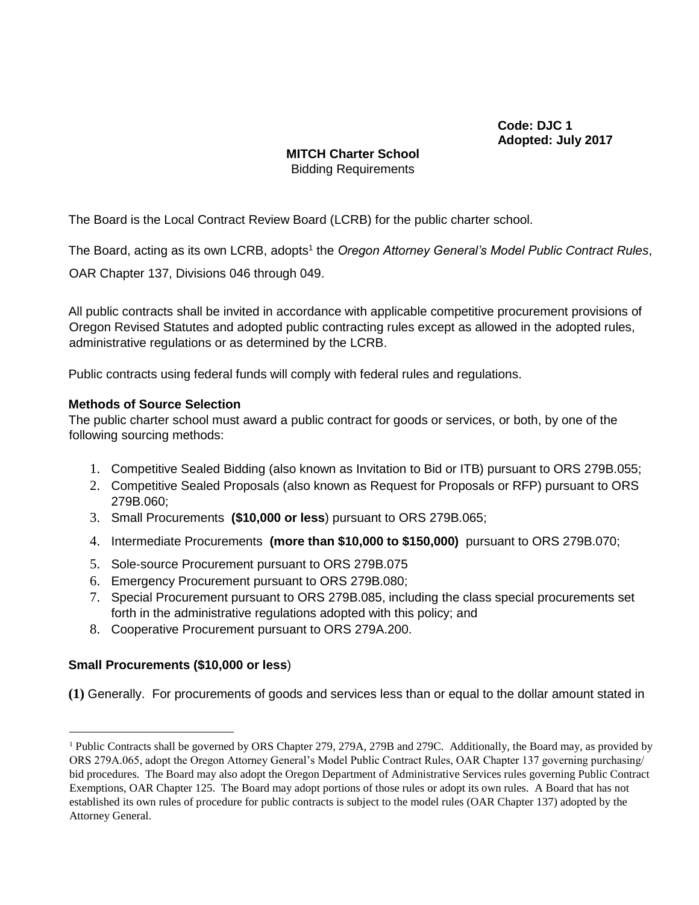**Code: DJC 1**
**Adopted: July 2017**

**MITCH Charter School**
Bidding Requirements

The Board is the Local Contract Review Board (LCRB) for the public charter school.

The Board, acting as its own LCRB, adopts[1] the *Oregon Attorney General's Model Public Contract Rules*, OAR Chapter 137, Divisions 046 through 049.

All public contracts shall be invited in accordance with applicable competitive procurement provisions of Oregon Revised Statutes and adopted public contracting rules except as allowed in the adopted rules, administrative regulations or as determined by the LCRB.

Public contracts using federal funds will comply with federal rules and regulations.

**Methods of Source Selection**
The public charter school must award a public contract for goods or services, or both, by one of the following sourcing methods:

1. Competitive Sealed Bidding (also known as Invitation to Bid or ITB) pursuant to ORS 279B.055;
2. Competitive Sealed Proposals (also known as Request for Proposals or RFP) pursuant to ORS 279B.060;
3. Small Procurements **(\$10,000 or less**) pursuant to ORS 279B.065;
4. Intermediate Procurements **(more than \$10,000 to \$150,000)** pursuant to ORS 279B.070;
5. Sole-source Procurement pursuant to ORS 279B.075
6. Emergency Procurement pursuant to ORS 279B.080;
7. Special Procurement pursuant to ORS 279B.085, including the class special procurements set forth in the administrative regulations adopted with this policy; and
8. Cooperative Procurement pursuant to ORS 279A.200.

**Small Procurements (\$10,000 or less**)

**(1)** Generally. For procurements of goods and services less than or equal to the dollar amount stated in

---

[1] Public Contracts shall be governed by ORS Chapter 279, 279A, 279B and 279C. Additionally, the Board may, as provided by ORS 279A.065, adopt the Oregon Attorney General's Model Public Contract Rules, OAR Chapter 137 governing purchasing/ bid procedures. The Board may also adopt the Oregon Department of Administrative Services rules governing Public Contract Exemptions, OAR Chapter 125. The Board may adopt portions of those rules or adopt its own rules. A Board that has not established its own rules of procedure for public contracts is subject to the model rules (OAR Chapter 137) adopted by the Attorney General.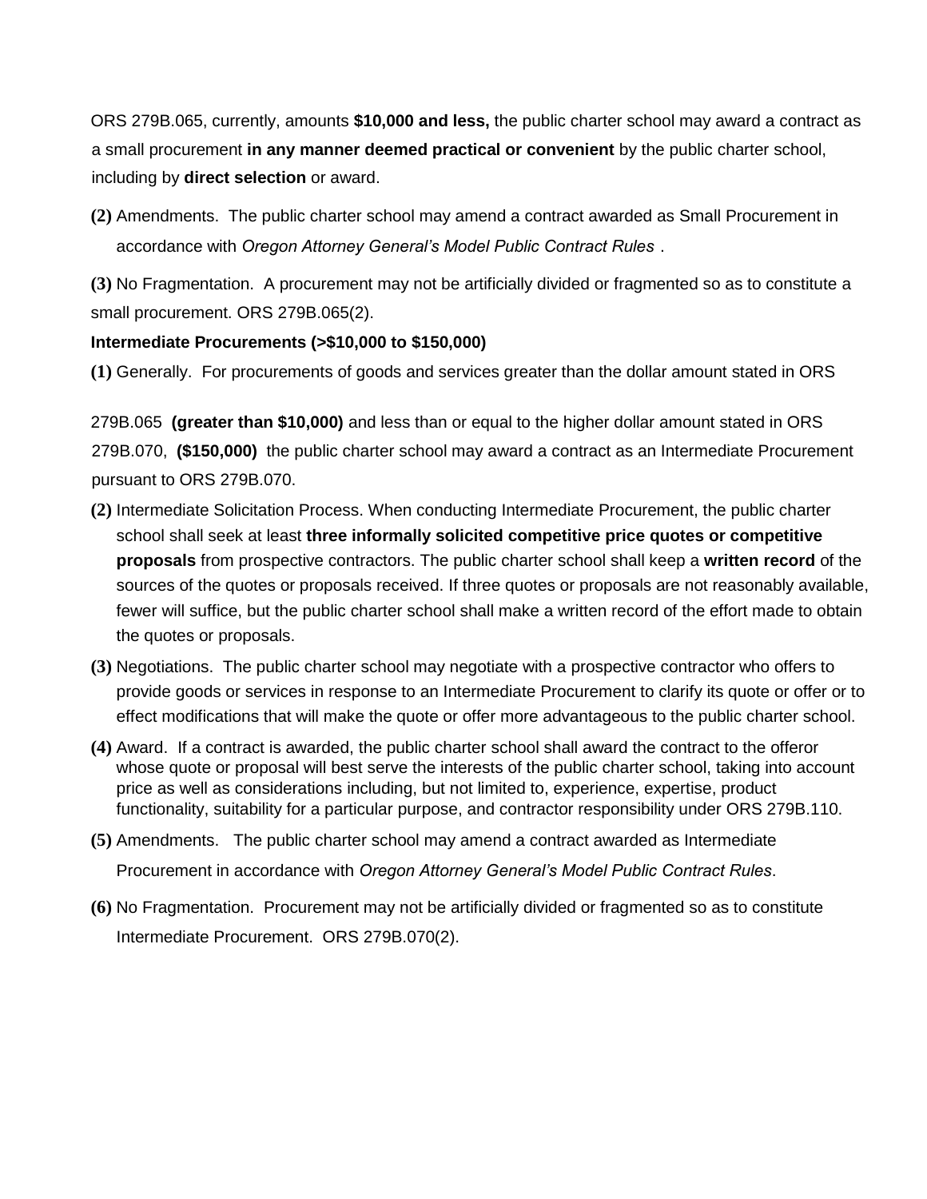ORS 279B.065, currently, amounts **$10,000 and less,** the public charter school may award a contract as a small procurement **in any manner deemed practical or convenient** by the public charter school, including by **direct selection** or award.

**(2)** Amendments. The public charter school may amend a contract awarded as Small Procurement in accordance with *Oregon Attorney General's Model Public Contract Rules* .

**(3)** No Fragmentation. A procurement may not be artificially divided or fragmented so as to constitute a small procurement. ORS 279B.065(2).

**Intermediate Procurements (>$10,000 to $150,000)**

**(1)** Generally. For procurements of goods and services greater than the dollar amount stated in ORS 279B.065 **(greater than $10,000)** and less than or equal to the higher dollar amount stated in ORS 279B.070, **($150,000)** the public charter school may award a contract as an Intermediate Procurement pursuant to ORS 279B.070.

**(2)** Intermediate Solicitation Process. When conducting Intermediate Procurement, the public charter school shall seek at least **three informally solicited competitive price quotes or competitive proposals** from prospective contractors. The public charter school shall keep a **written record** of the sources of the quotes or proposals received. If three quotes or proposals are not reasonably available, fewer will suffice, but the public charter school shall make a written record of the effort made to obtain the quotes or proposals.

**(3)** Negotiations. The public charter school may negotiate with a prospective contractor who offers to provide goods or services in response to an Intermediate Procurement to clarify its quote or offer or to effect modifications that will make the quote or offer more advantageous to the public charter school.

**(4)** Award. If a contract is awarded, the public charter school shall award the contract to the offeror whose quote or proposal will best serve the interests of the public charter school, taking into account price as well as considerations including, but not limited to, experience, expertise, product functionality, suitability for a particular purpose, and contractor responsibility under ORS 279B.110.

**(5)** Amendments. The public charter school may amend a contract awarded as Intermediate Procurement in accordance with *Oregon Attorney General's Model Public Contract Rules*.

**(6)** No Fragmentation. Procurement may not be artificially divided or fragmented so as to constitute Intermediate Procurement. ORS 279B.070(2).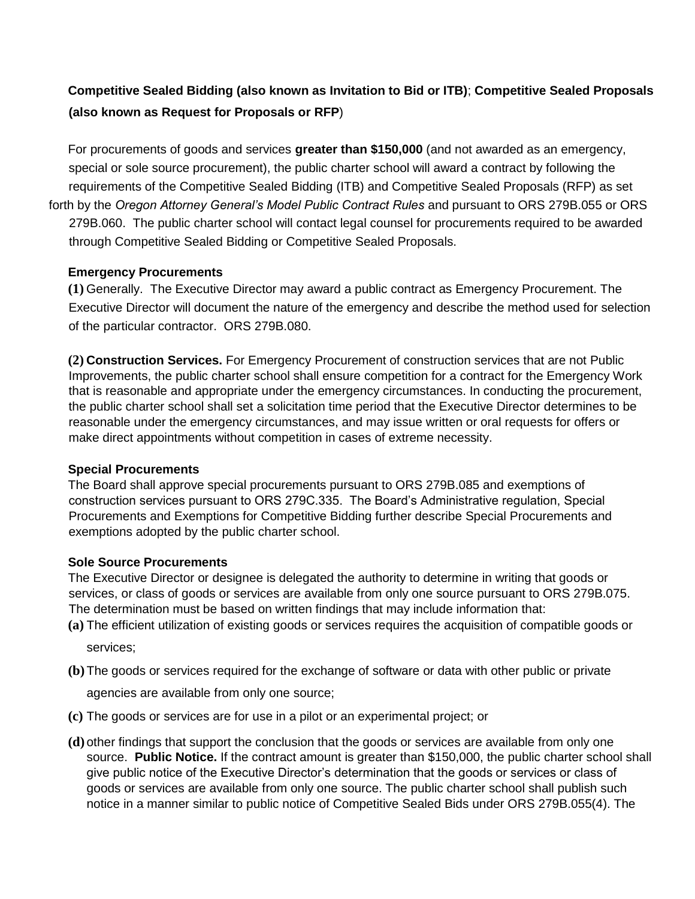**Competitive Sealed Bidding (also known as Invitation to Bid or ITB)**; **Competitive Sealed Proposals (also known as Request for Proposals or RFP**)

For procurements of goods and services **greater than $150,000** (and not awarded as an emergency, special or sole source procurement), the public charter school will award a contract by following the requirements of the Competitive Sealed Bidding (ITB) and Competitive Sealed Proposals (RFP) as set forth by the *Oregon Attorney General's Model Public Contract Rules* and pursuant to ORS 279B.055 or ORS 279B.060. The public charter school will contact legal counsel for procurements required to be awarded through Competitive Sealed Bidding or Competitive Sealed Proposals.

**Emergency Procurements**

**(1)** Generally. The Executive Director may award a public contract as Emergency Procurement. The Executive Director will document the nature of the emergency and describe the method used for selection of the particular contractor. ORS 279B.080.

**(2) Construction Services.** For Emergency Procurement of construction services that are not Public Improvements, the public charter school shall ensure competition for a contract for the Emergency Work that is reasonable and appropriate under the emergency circumstances. In conducting the procurement, the public charter school shall set a solicitation time period that the Executive Director determines to be reasonable under the emergency circumstances, and may issue written or oral requests for offers or make direct appointments without competition in cases of extreme necessity.

**Special Procurements**

The Board shall approve special procurements pursuant to ORS 279B.085 and exemptions of construction services pursuant to ORS 279C.335. The Board's Administrative regulation, Special Procurements and Exemptions for Competitive Bidding further describe Special Procurements and exemptions adopted by the public charter school.

**Sole Source Procurements**

The Executive Director or designee is delegated the authority to determine in writing that goods or services, or class of goods or services are available from only one source pursuant to ORS 279B.075. The determination must be based on written findings that may include information that:

**(a)** The efficient utilization of existing goods or services requires the acquisition of compatible goods or services;

**(b)** The goods or services required for the exchange of software or data with other public or private agencies are available from only one source;

**(c)** The goods or services are for use in a pilot or an experimental project; or

**(d)** other findings that support the conclusion that the goods or services are available from only one source. **Public Notice.** If the contract amount is greater than $150,000, the public charter school shall give public notice of the Executive Director's determination that the goods or services or class of goods or services are available from only one source. The public charter school shall publish such notice in a manner similar to public notice of Competitive Sealed Bids under ORS 279B.055(4). The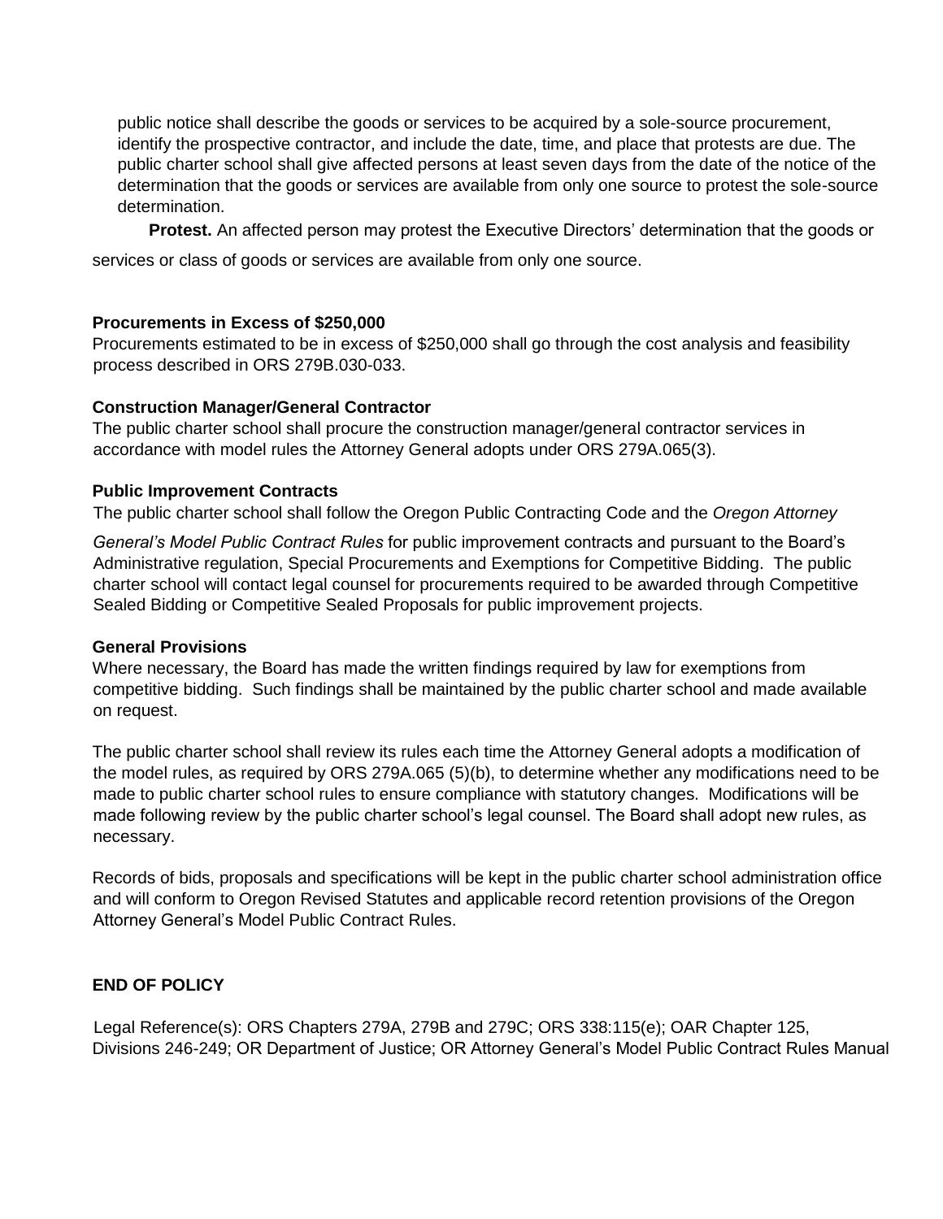public notice shall describe the goods or services to be acquired by a sole-source procurement, identify the prospective contractor, and include the date, time, and place that protests are due. The public charter school shall give affected persons at least seven days from the date of the notice of the determination that the goods or services are available from only one source to protest the sole-source determination.

**Protest.** An affected person may protest the Executive Directors' determination that the goods or services or class of goods or services are available from only one source.

**Procurements in Excess of $250,000**

Procurements estimated to be in excess of $250,000 shall go through the cost analysis and feasibility process described in ORS 279B.030-033.

**Construction Manager/General Contractor**

The public charter school shall procure the construction manager/general contractor services in accordance with model rules the Attorney General adopts under ORS 279A.065(3).

**Public Improvement Contracts**

The public charter school shall follow the Oregon Public Contracting Code and the *Oregon Attorney General's Model Public Contract Rules* for public improvement contracts and pursuant to the Board's Administrative regulation, Special Procurements and Exemptions for Competitive Bidding. The public charter school will contact legal counsel for procurements required to be awarded through Competitive Sealed Bidding or Competitive Sealed Proposals for public improvement projects.

**General Provisions**

Where necessary, the Board has made the written findings required by law for exemptions from competitive bidding. Such findings shall be maintained by the public charter school and made available on request.

The public charter school shall review its rules each time the Attorney General adopts a modification of the model rules, as required by ORS 279A.065 (5)(b), to determine whether any modifications need to be made to public charter school rules to ensure compliance with statutory changes. Modifications will be made following review by the public charter school's legal counsel. The Board shall adopt new rules, as necessary.

Records of bids, proposals and specifications will be kept in the public charter school administration office and will conform to Oregon Revised Statutes and applicable record retention provisions of the Oregon Attorney General's Model Public Contract Rules.

**END OF POLICY**

Legal Reference(s): ORS Chapters 279A, 279B and 279C; ORS 338:115(e); OAR Chapter 125, Divisions 246-249; OR Department of Justice; OR Attorney General's Model Public Contract Rules Manual